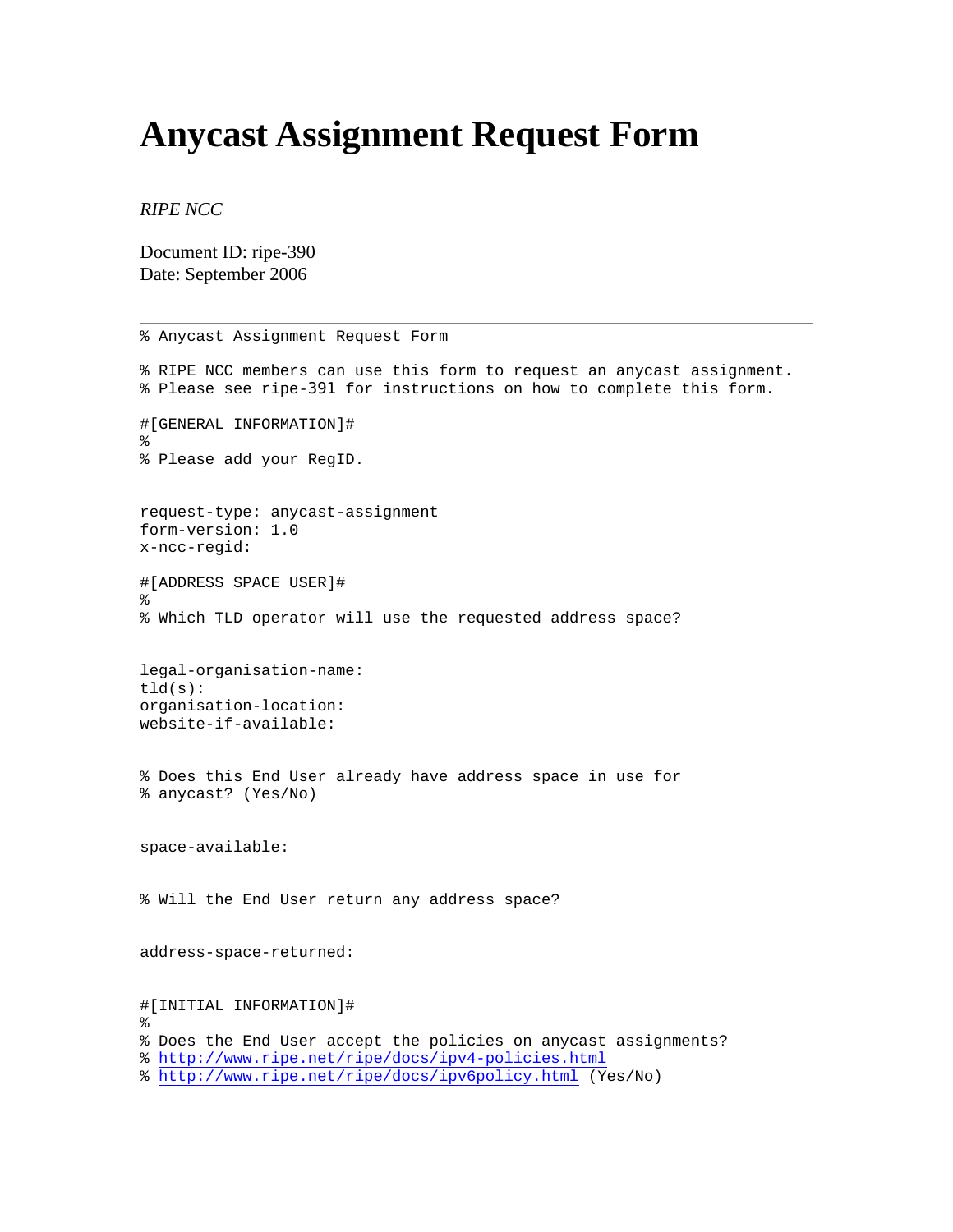# Anycast Assignment Request Form

*RIPE NCC*

Document ID: ripe-390
Date: September 2006

---

```
% Anycast Assignment Request Form

% RIPE NCC members can use this form to request an anycast assignment.
% Please see ripe-391 for instructions on how to complete this form.

#[GENERAL INFORMATION]#
%
% Please add your RegID.


request-type: anycast-assignment
form-version: 1.0
x-ncc-regid:

#[ADDRESS SPACE USER]#
%
% Which TLD operator will use the requested address space?


legal-organisation-name:
tld(s):
organisation-location:
website-if-available:


% Does this End User already have address space in use for
% anycast? (Yes/No)


space-available:


% Will the End User return any address space?


address-space-returned:


#[INITIAL INFORMATION]#
%
% Does the End User accept the policies on anycast assignments?
% http://www.ripe.net/ripe/docs/ipv4-policies.html
% http://www.ripe.net/ripe/docs/ipv6policy.html (Yes/No)
```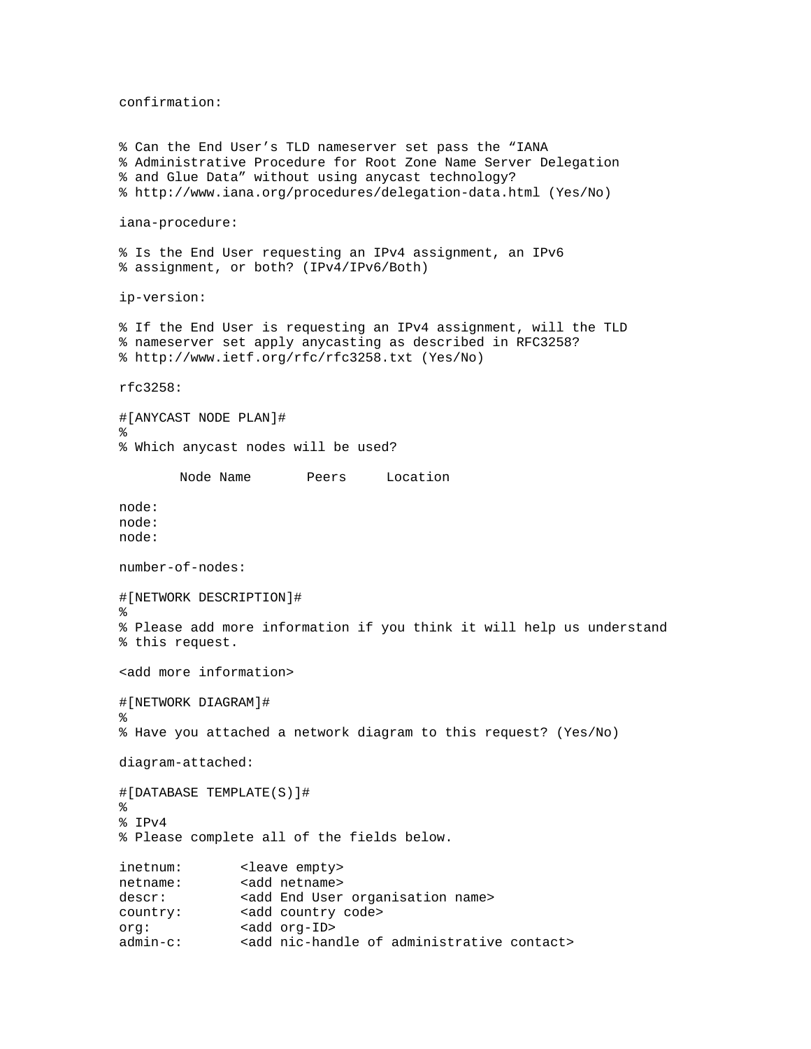```
confirmation:


% Can the End User's TLD nameserver set pass the "IANA
% Administrative Procedure for Root Zone Name Server Delegation
% and Glue Data" without using anycast technology?
% http://www.iana.org/procedures/delegation-data.html (Yes/No)

iana-procedure:

% Is the End User requesting an IPv4 assignment, an IPv6
% assignment, or both? (IPv4/IPv6/Both)

ip-version:

% If the End User is requesting an IPv4 assignment, will the TLD
% nameserver set apply anycasting as described in RFC3258?
% http://www.ietf.org/rfc/rfc3258.txt (Yes/No)

rfc3258:

#[ANYCAST NODE PLAN]#
%
% Which anycast nodes will be used?

        Node Name       Peers     Location

node:
node:
node:

number-of-nodes:

#[NETWORK DESCRIPTION]#
%
% Please add more information if you think it will help us understand
% this request.

<add more information>

#[NETWORK DIAGRAM]#
%
% Have you attached a network diagram to this request? (Yes/No)

diagram-attached:

#[DATABASE TEMPLATE(S)]#
%
% IPv4
% Please complete all of the fields below.

inetnum:        <leave empty>
netname:        <add netname>
descr:          <add End User organisation name>
country:        <add country code>
org:            <add org-ID>
admin-c:        <add nic-handle of administrative contact>
```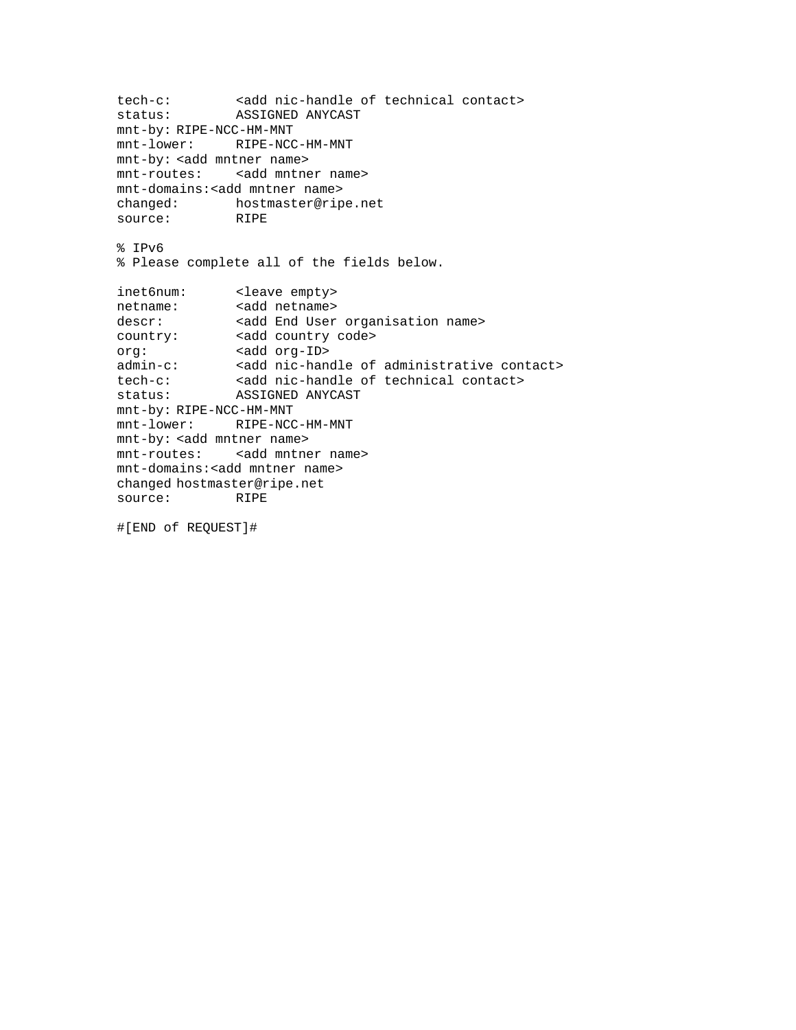```
tech-c:         <add nic-handle of technical contact>
status:         ASSIGNED ANYCAST
mnt-by: RIPE-NCC-HM-MNT
mnt-lower:      RIPE-NCC-HM-MNT
mnt-by: <add mntner name>
mnt-routes:     <add mntner name>
mnt-domains:<add mntner name>
changed:        hostmaster@ripe.net
source:         RIPE

% IPv6
% Please complete all of the fields below.

inet6num:       <leave empty>
netname:        <add netname>
descr:          <add End User organisation name>
country:        <add country code>
org:            <add org-ID>
admin-c:        <add nic-handle of administrative contact>
tech-c:         <add nic-handle of technical contact>
status:         ASSIGNED ANYCAST
mnt-by: RIPE-NCC-HM-MNT
mnt-lower:      RIPE-NCC-HM-MNT
mnt-by: <add mntner name>
mnt-routes:     <add mntner name>
mnt-domains:<add mntner name>
changed hostmaster@ripe.net
source:         RIPE

#[END of REQUEST]#
```